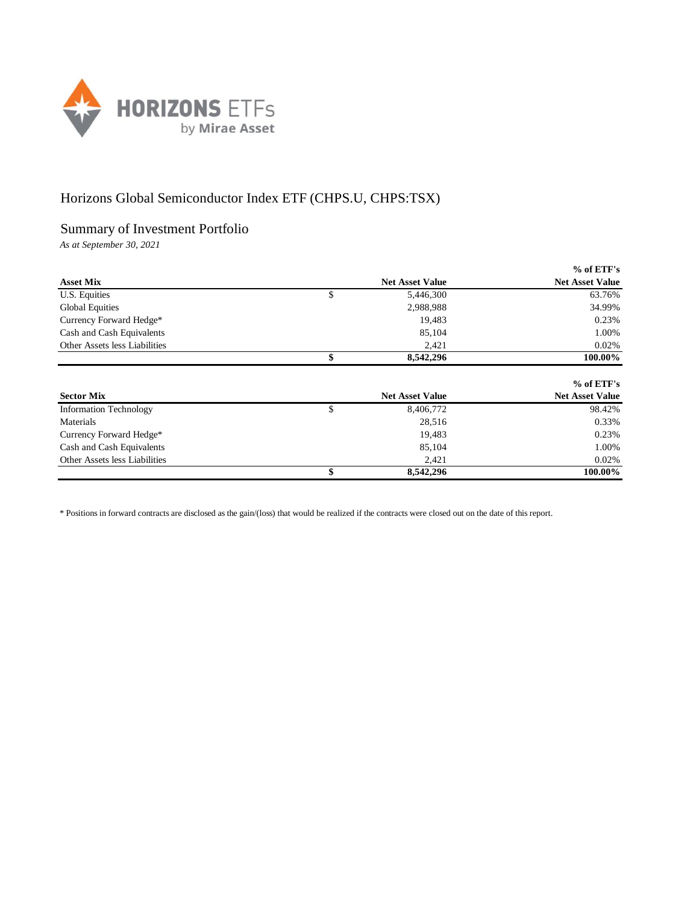# Horizons Global Semiconductor Index ETF (CHPS.U, CHPS:TSX)

## Summary of Investment Portfolio

*As at September 30, 2021*

| Asset Mix | | Net Asset Value | % of ETF's Net Asset Value |
|---|---|---|---|
| U.S. Equities | $ | 5,446,300 | 63.76% |
| Global Equities | | 2,988,988 | 34.99% |
| Currency Forward Hedge* | | 19,483 | 0.23% |
| Cash and Cash Equivalents | | 85,104 | 1.00% |
| Other Assets less Liabilities | | 2,421 | 0.02% |
| | **$** | **8,542,296** | **100.00%** |

| Sector Mix | | Net Asset Value | % of ETF's Net Asset Value |
|---|---|---|---|
| Information Technology | $ | 8,406,772 | 98.42% |
| Materials | | 28,516 | 0.33% |
| Currency Forward Hedge* | | 19,483 | 0.23% |
| Cash and Cash Equivalents | | 85,104 | 1.00% |
| Other Assets less Liabilities | | 2,421 | 0.02% |
| | **$** | **8,542,296** | **100.00%** |

* Positions in forward contracts are disclosed as the gain/(loss) that would be realized if the contracts were closed out on the date of this report.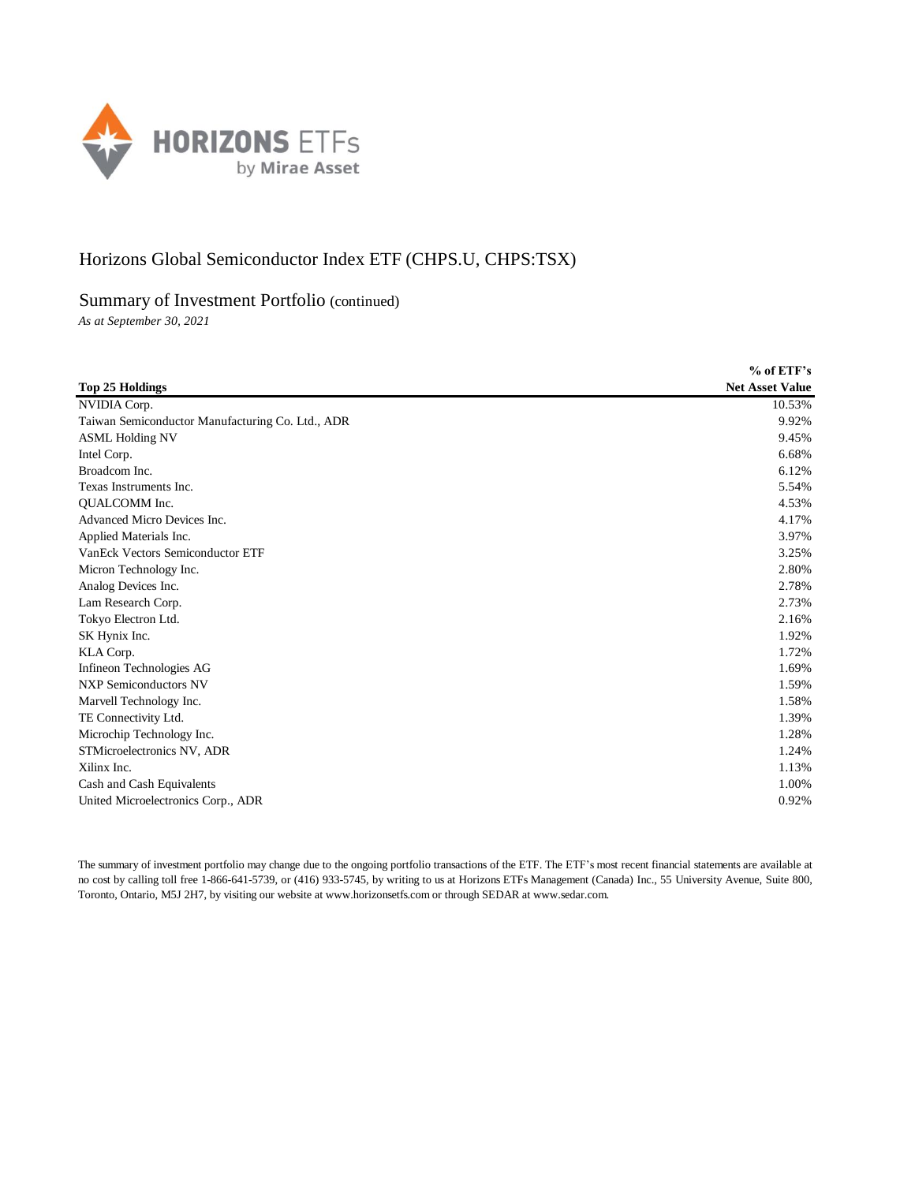# Horizons Global Semiconductor Index ETF (CHPS.U, CHPS:TSX)

## Summary of Investment Portfolio (continued)

*As at September 30, 2021*

| Top 25 Holdings | % of ETF's Net Asset Value |
|---|---|
| NVIDIA Corp. | 10.53% |
| Taiwan Semiconductor Manufacturing Co. Ltd., ADR | 9.92% |
| ASML Holding NV | 9.45% |
| Intel Corp. | 6.68% |
| Broadcom Inc. | 6.12% |
| Texas Instruments Inc. | 5.54% |
| QUALCOMM Inc. | 4.53% |
| Advanced Micro Devices Inc. | 4.17% |
| Applied Materials Inc. | 3.97% |
| VanEck Vectors Semiconductor ETF | 3.25% |
| Micron Technology Inc. | 2.80% |
| Analog Devices Inc. | 2.78% |
| Lam Research Corp. | 2.73% |
| Tokyo Electron Ltd. | 2.16% |
| SK Hynix Inc. | 1.92% |
| KLA Corp. | 1.72% |
| Infineon Technologies AG | 1.69% |
| NXP Semiconductors NV | 1.59% |
| Marvell Technology Inc. | 1.58% |
| TE Connectivity Ltd. | 1.39% |
| Microchip Technology Inc. | 1.28% |
| STMicroelectronics NV, ADR | 1.24% |
| Xilinx Inc. | 1.13% |
| Cash and Cash Equivalents | 1.00% |
| United Microelectronics Corp., ADR | 0.92% |

The summary of investment portfolio may change due to the ongoing portfolio transactions of the ETF. The ETF's most recent financial statements are available at no cost by calling toll free 1-866-641-5739, or (416) 933-5745, by writing to us at Horizons ETFs Management (Canada) Inc., 55 University Avenue, Suite 800, Toronto, Ontario, M5J 2H7, by visiting our website at www.horizonsetfs.com or through SEDAR at www.sedar.com.